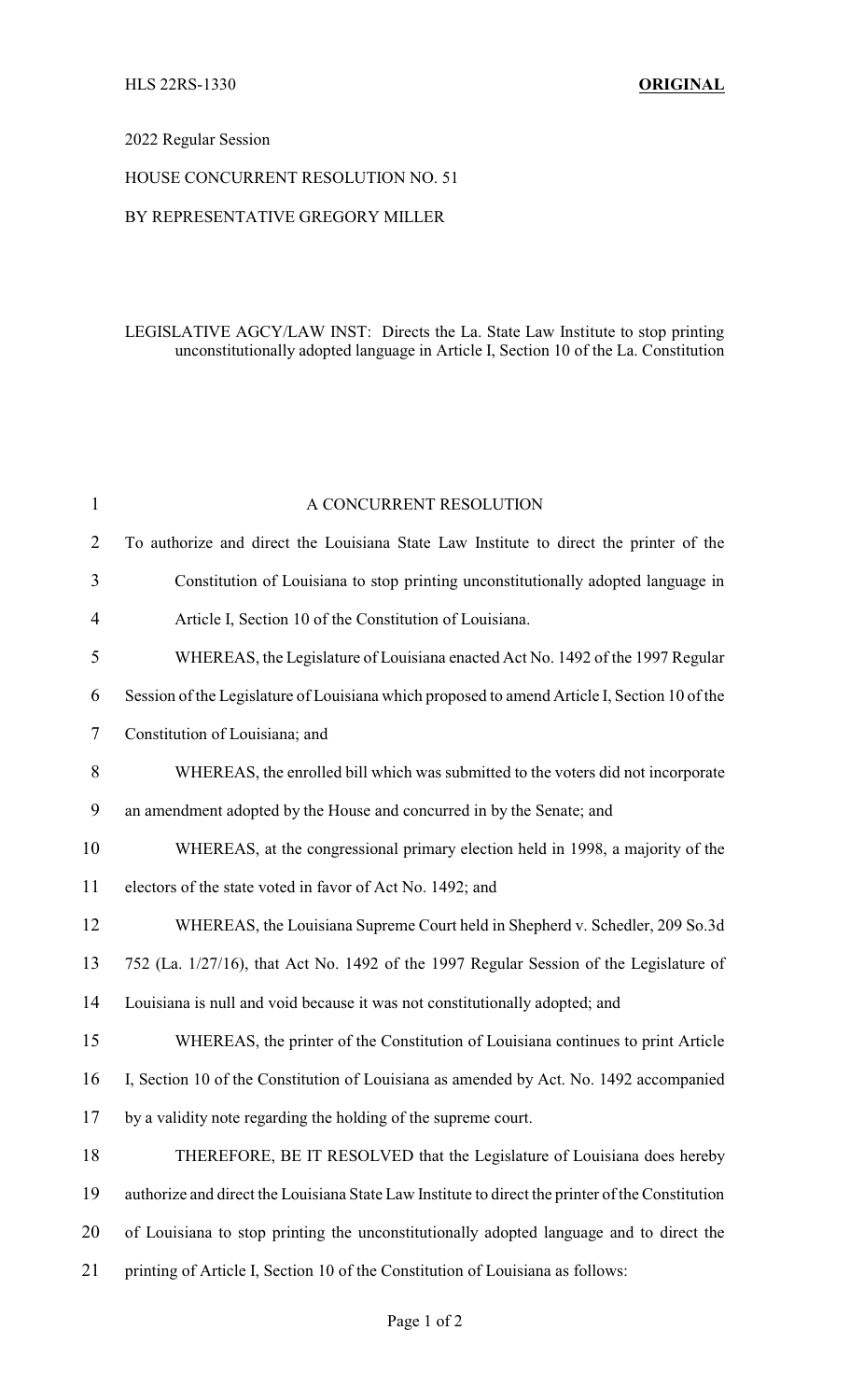HLS 22RS-1330 **ORIGINAL**

2022 Regular Session

HOUSE CONCURRENT RESOLUTION NO. 51

BY REPRESENTATIVE GREGORY MILLER

LEGISLATIVE AGCY/LAW INST: Directs the La. State Law Institute to stop printing unconstitutionally adopted language in Article I, Section 10 of the La. Constitution

A CONCURRENT RESOLUTION

To authorize and direct the Louisiana State Law Institute to direct the printer of the Constitution of Louisiana to stop printing unconstitutionally adopted language in Article I, Section 10 of the Constitution of Louisiana.

WHEREAS, the Legislature of Louisiana enacted Act No. 1492 of the 1997 Regular Session of the Legislature of Louisiana which proposed to amend Article I, Section 10 of the Constitution of Louisiana; and

WHEREAS, the enrolled bill which was submitted to the voters did not incorporate an amendment adopted by the House and concurred in by the Senate; and

WHEREAS, at the congressional primary election held in 1998, a majority of the electors of the state voted in favor of Act No. 1492; and

WHEREAS, the Louisiana Supreme Court held in Shepherd v. Schedler, 209 So.3d 752 (La. 1/27/16), that Act No. 1492 of the 1997 Regular Session of the Legislature of Louisiana is null and void because it was not constitutionally adopted; and

WHEREAS, the printer of the Constitution of Louisiana continues to print Article I, Section 10 of the Constitution of Louisiana as amended by Act. No. 1492 accompanied by a validity note regarding the holding of the supreme court.

THEREFORE, BE IT RESOLVED that the Legislature of Louisiana does hereby authorize and direct the Louisiana State Law Institute to direct the printer of the Constitution of Louisiana to stop printing the unconstitutionally adopted language and to direct the printing of Article I, Section 10 of the Constitution of Louisiana as follows: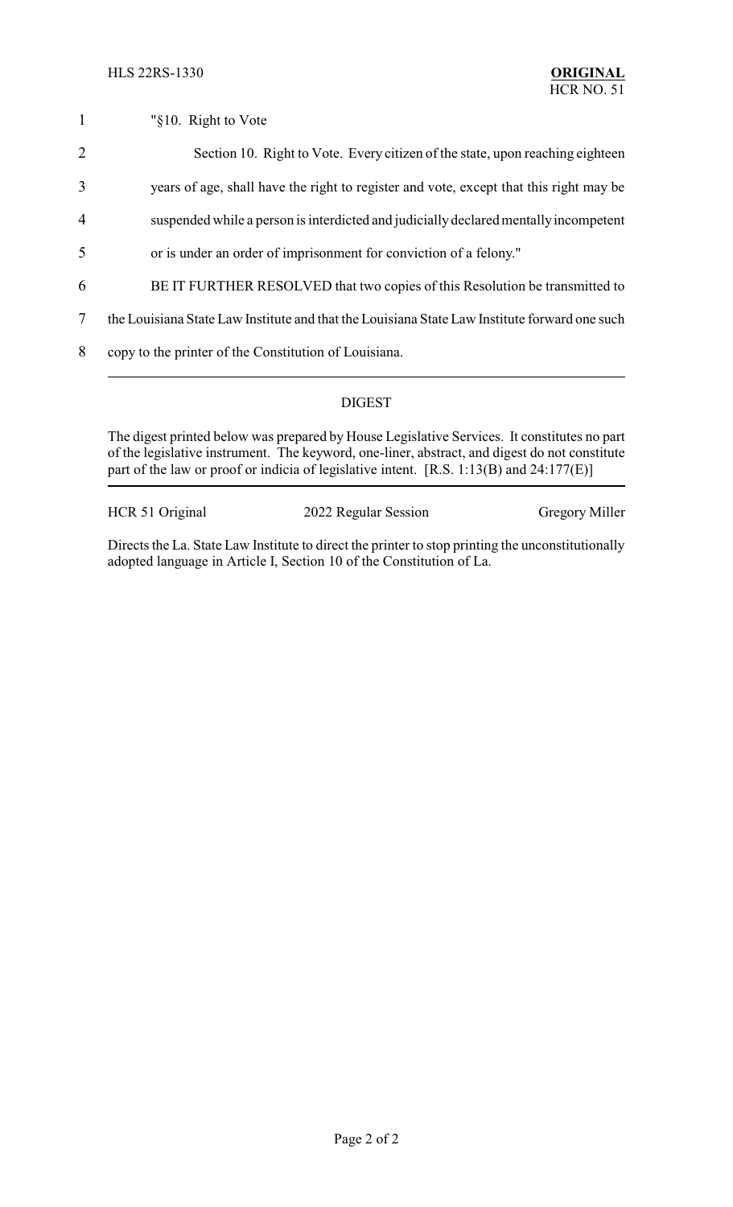"§10. Right to Vote

Section 10. Right to Vote. Every citizen of the state, upon reaching eighteen years of age, shall have the right to register and vote, except that this right may be suspended while a person is interdicted and judicially declared mentally incompetent or is under an order of imprisonment for conviction of a felony."

BE IT FURTHER RESOLVED that two copies of this Resolution be transmitted to the Louisiana State Law Institute and that the Louisiana State Law Institute forward one such copy to the printer of the Constitution of Louisiana.

---

## DIGEST

The digest printed below was prepared by House Legislative Services. It constitutes no part of the legislative instrument. The keyword, one-liner, abstract, and digest do not constitute part of the law or proof or indicia of legislative intent. [R.S. 1:13(B) and 24:177(E)]

---

HCR 51 Original — 2022 Regular Session — Gregory Miller

Directs the La. State Law Institute to direct the printer to stop printing the unconstitutionally adopted language in Article I, Section 10 of the Constitution of La.